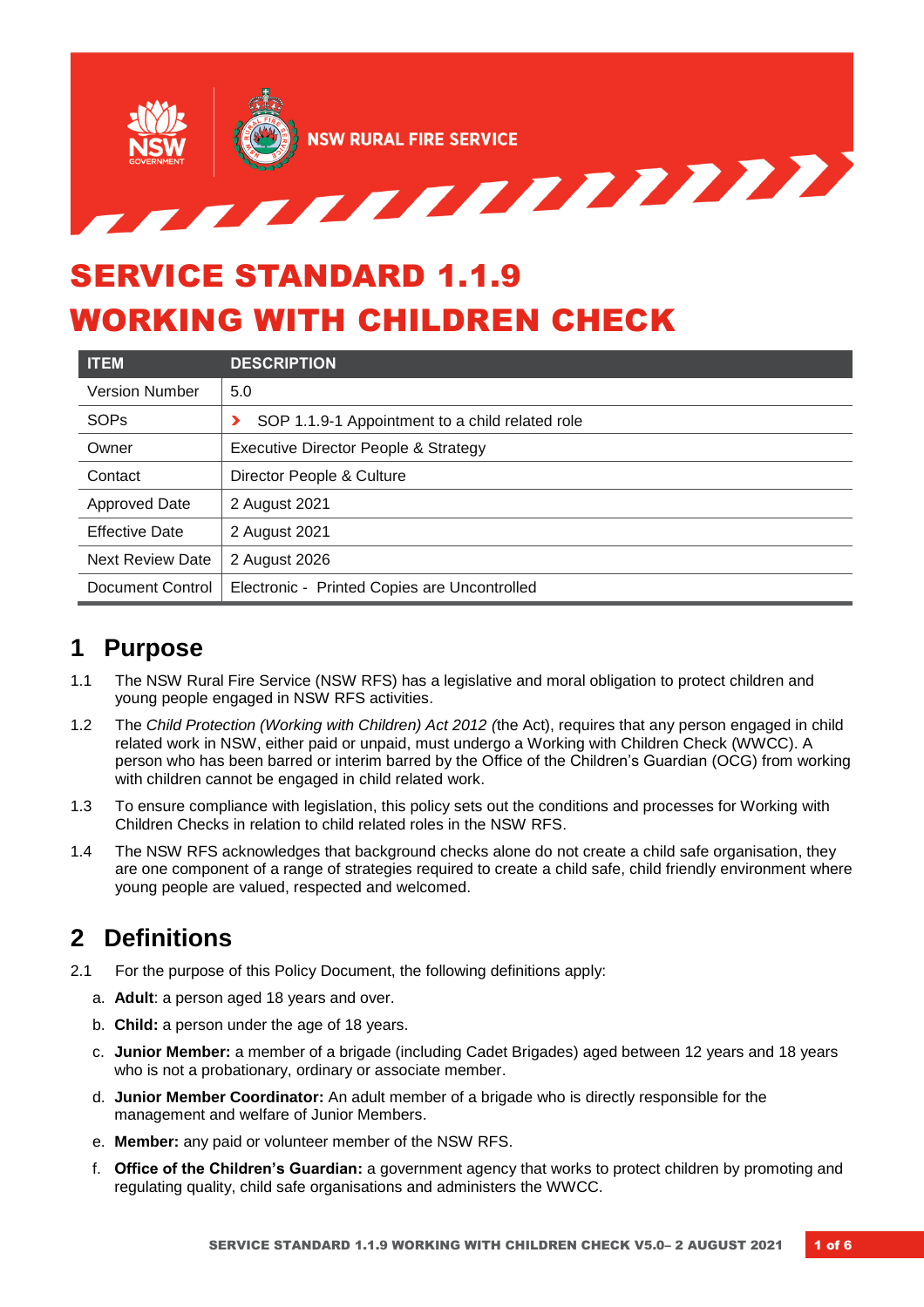# SERVICE STANDARD 1.1.9 WORKING WITH CHILDREN CHECK

| ITEM | DESCRIPTION |
| --- | --- |
| Version Number | 5.0 |
| SOPs | › SOP 1.1.9-1 Appointment to a child related role |
| Owner | Executive Director People & Strategy |
| Contact | Director People & Culture |
| Approved Date | 2 August 2021 |
| Effective Date | 2 August 2021 |
| Next Review Date | 2 August 2026 |
| Document Control | Electronic - Printed Copies are Uncontrolled |

## 1 Purpose

1.1 The NSW Rural Fire Service (NSW RFS) has a legislative and moral obligation to protect children and young people engaged in NSW RFS activities.

1.2 The *Child Protection (Working with Children) Act 2012 (*the Act), requires that any person engaged in child related work in NSW, either paid or unpaid, must undergo a Working with Children Check (WWCC). A person who has been barred or interim barred by the Office of the Children's Guardian (OCG) from working with children cannot be engaged in child related work.

1.3 To ensure compliance with legislation, this policy sets out the conditions and processes for Working with Children Checks in relation to child related roles in the NSW RFS.

1.4 The NSW RFS acknowledges that background checks alone do not create a child safe organisation, they are one component of a range of strategies required to create a child safe, child friendly environment where young people are valued, respected and welcomed.

## 2 Definitions

2.1 For the purpose of this Policy Document, the following definitions apply:

a. **Adult**: a person aged 18 years and over.

b. **Child:** a person under the age of 18 years.

c. **Junior Member:** a member of a brigade (including Cadet Brigades) aged between 12 years and 18 years who is not a probationary, ordinary or associate member.

d. **Junior Member Coordinator:** An adult member of a brigade who is directly responsible for the management and welfare of Junior Members.

e. **Member:** any paid or volunteer member of the NSW RFS.

f. **Office of the Children's Guardian:** a government agency that works to protect children by promoting and regulating quality, child safe organisations and administers the WWCC.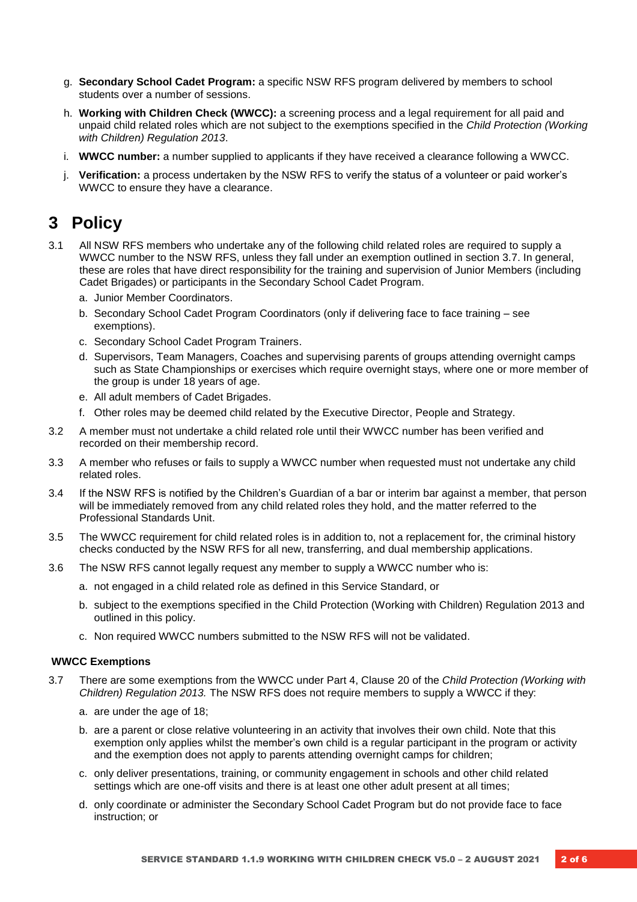g. **Secondary School Cadet Program:** a specific NSW RFS program delivered by members to school students over a number of sessions.

h. **Working with Children Check (WWCC):** a screening process and a legal requirement for all paid and unpaid child related roles which are not subject to the exemptions specified in the *Child Protection (Working with Children) Regulation 2013*.

i. **WWCC number:** a number supplied to applicants if they have received a clearance following a WWCC.

j. **Verification:** a process undertaken by the NSW RFS to verify the status of a volunteer or paid worker's WWCC to ensure they have a clearance.

# 3 Policy

3.1 All NSW RFS members who undertake any of the following child related roles are required to supply a WWCC number to the NSW RFS, unless they fall under an exemption outlined in section 3.7. In general, these are roles that have direct responsibility for the training and supervision of Junior Members (including Cadet Brigades) or participants in the Secondary School Cadet Program.

a. Junior Member Coordinators.

b. Secondary School Cadet Program Coordinators (only if delivering face to face training – see exemptions).

c. Secondary School Cadet Program Trainers.

d. Supervisors, Team Managers, Coaches and supervising parents of groups attending overnight camps such as State Championships or exercises which require overnight stays, where one or more member of the group is under 18 years of age.

e. All adult members of Cadet Brigades.

f. Other roles may be deemed child related by the Executive Director, People and Strategy.

3.2 A member must not undertake a child related role until their WWCC number has been verified and recorded on their membership record.

3.3 A member who refuses or fails to supply a WWCC number when requested must not undertake any child related roles.

3.4 If the NSW RFS is notified by the Children's Guardian of a bar or interim bar against a member, that person will be immediately removed from any child related roles they hold, and the matter referred to the Professional Standards Unit.

3.5 The WWCC requirement for child related roles is in addition to, not a replacement for, the criminal history checks conducted by the NSW RFS for all new, transferring, and dual membership applications.

3.6 The NSW RFS cannot legally request any member to supply a WWCC number who is:

a. not engaged in a child related role as defined in this Service Standard, or

b. subject to the exemptions specified in the Child Protection (Working with Children) Regulation 2013 and outlined in this policy.

c. Non required WWCC numbers submitted to the NSW RFS will not be validated.

### WWCC Exemptions

3.7 There are some exemptions from the WWCC under Part 4, Clause 20 of the *Child Protection (Working with Children) Regulation 2013.* The NSW RFS does not require members to supply a WWCC if they:

a. are under the age of 18;

b. are a parent or close relative volunteering in an activity that involves their own child. Note that this exemption only applies whilst the member's own child is a regular participant in the program or activity and the exemption does not apply to parents attending overnight camps for children;

c. only deliver presentations, training, or community engagement in schools and other child related settings which are one-off visits and there is at least one other adult present at all times;

d. only coordinate or administer the Secondary School Cadet Program but do not provide face to face instruction; or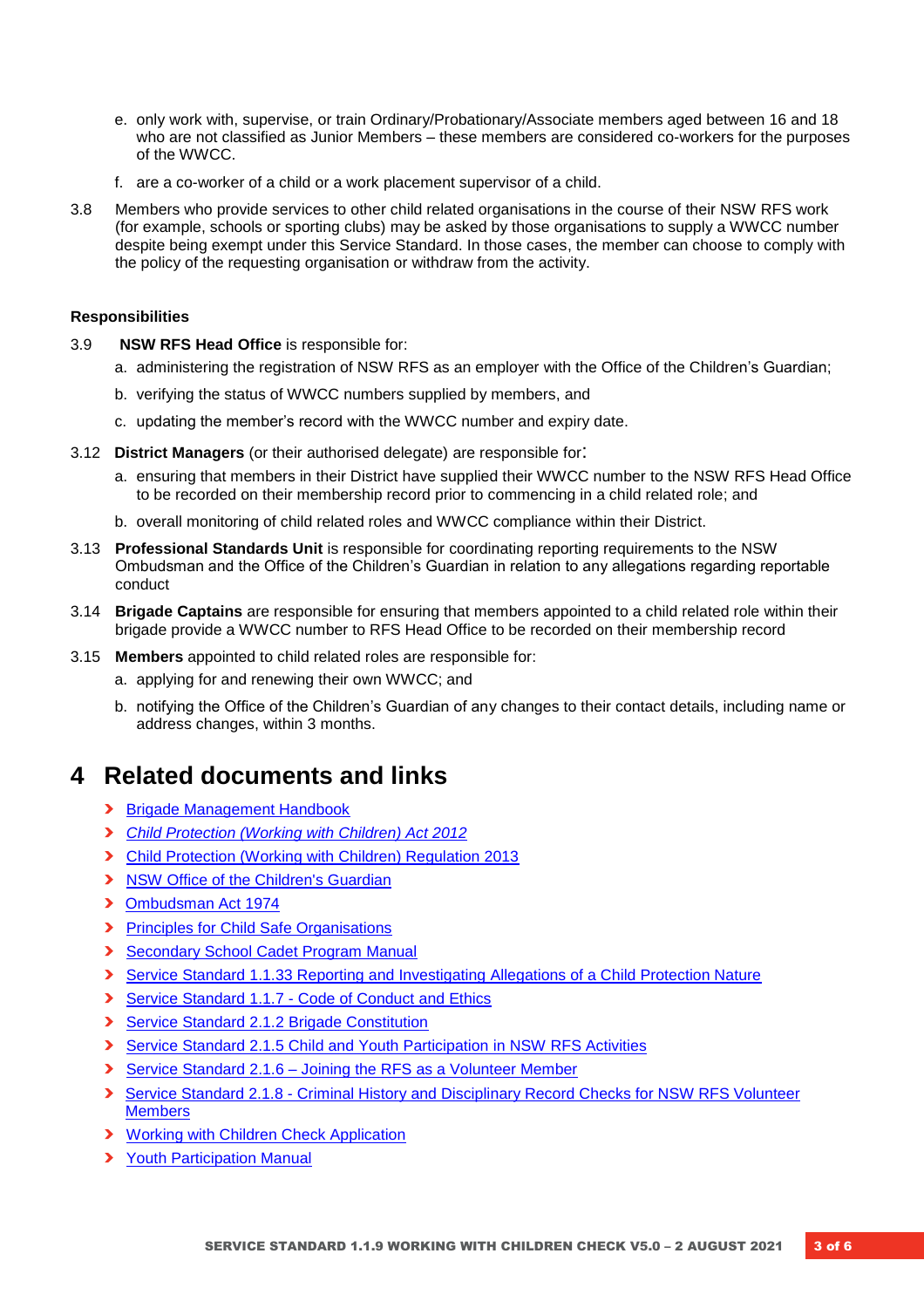e. only work with, supervise, or train Ordinary/Probationary/Associate members aged between 16 and 18 who are not classified as Junior Members – these members are considered co-workers for the purposes of the WWCC.

f. are a co-worker of a child or a work placement supervisor of a child.

3.8 Members who provide services to other child related organisations in the course of their NSW RFS work (for example, schools or sporting clubs) may be asked by those organisations to supply a WWCC number despite being exempt under this Service Standard. In those cases, the member can choose to comply with the policy of the requesting organisation or withdraw from the activity.

**Responsibilities**

3.9 **NSW RFS Head Office** is responsible for:

a. administering the registration of NSW RFS as an employer with the Office of the Children's Guardian;

b. verifying the status of WWCC numbers supplied by members, and

c. updating the member's record with the WWCC number and expiry date.

3.12 **District Managers** (or their authorised delegate) are responsible for:

a. ensuring that members in their District have supplied their WWCC number to the NSW RFS Head Office to be recorded on their membership record prior to commencing in a child related role; and

b. overall monitoring of child related roles and WWCC compliance within their District.

3.13 **Professional Standards Unit** is responsible for coordinating reporting requirements to the NSW Ombudsman and the Office of the Children's Guardian in relation to any allegations regarding reportable conduct

3.14 **Brigade Captains** are responsible for ensuring that members appointed to a child related role within their brigade provide a WWCC number to RFS Head Office to be recorded on their membership record

3.15 **Members** appointed to child related roles are responsible for:

a. applying for and renewing their own WWCC; and

b. notifying the Office of the Children's Guardian of any changes to their contact details, including name or address changes, within 3 months.

# 4 Related documents and links

- Brigade Management Handbook
- *Child Protection (Working with Children) Act 2012*
- Child Protection (Working with Children) Regulation 2013
- NSW Office of the Children's Guardian
- Ombudsman Act 1974
- Principles for Child Safe Organisations
- Secondary School Cadet Program Manual
- Service Standard 1.1.33 Reporting and Investigating Allegations of a Child Protection Nature
- Service Standard 1.1.7 - Code of Conduct and Ethics
- Service Standard 2.1.2 Brigade Constitution
- Service Standard 2.1.5 Child and Youth Participation in NSW RFS Activities
- Service Standard 2.1.6 – Joining the RFS as a Volunteer Member
- Service Standard 2.1.8 - Criminal History and Disciplinary Record Checks for NSW RFS Volunteer Members
- Working with Children Check Application
- Youth Participation Manual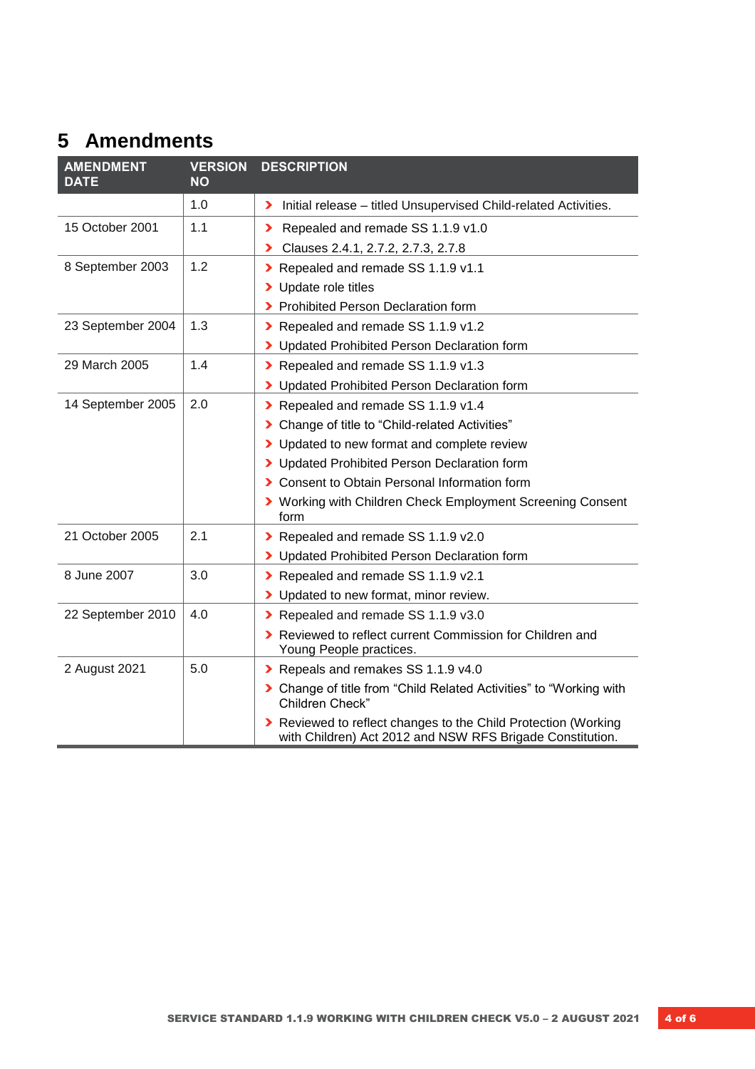# 5 Amendments

| AMENDMENT DATE | VERSION NO | DESCRIPTION |
|---|---|---|
| | 1.0 | › Initial release – titled Unsupervised Child-related Activities. |
| 15 October 2001 | 1.1 | › Repealed and remade SS 1.1.9 v1.0<br>› Clauses 2.4.1, 2.7.2, 2.7.3, 2.7.8 |
| 8 September 2003 | 1.2 | › Repealed and remade SS 1.1.9 v1.1<br>› Update role titles<br>› Prohibited Person Declaration form |
| 23 September 2004 | 1.3 | › Repealed and remade SS 1.1.9 v1.2<br>› Updated Prohibited Person Declaration form |
| 29 March 2005 | 1.4 | › Repealed and remade SS 1.1.9 v1.3<br>› Updated Prohibited Person Declaration form |
| 14 September 2005 | 2.0 | › Repealed and remade SS 1.1.9 v1.4<br>› Change of title to "Child-related Activities"<br>› Updated to new format and complete review<br>› Updated Prohibited Person Declaration form<br>› Consent to Obtain Personal Information form<br>› Working with Children Check Employment Screening Consent form |
| 21 October 2005 | 2.1 | › Repealed and remade SS 1.1.9 v2.0<br>› Updated Prohibited Person Declaration form |
| 8 June 2007 | 3.0 | › Repealed and remade SS 1.1.9 v2.1<br>› Updated to new format, minor review. |
| 22 September 2010 | 4.0 | › Repealed and remade SS 1.1.9 v3.0<br>› Reviewed to reflect current Commission for Children and Young People practices. |
| 2 August 2021 | 5.0 | › Repeals and remakes SS 1.1.9 v4.0<br>› Change of title from "Child Related Activities" to "Working with Children Check"<br>› Reviewed to reflect changes to the Child Protection (Working with Children) Act 2012 and NSW RFS Brigade Constitution. |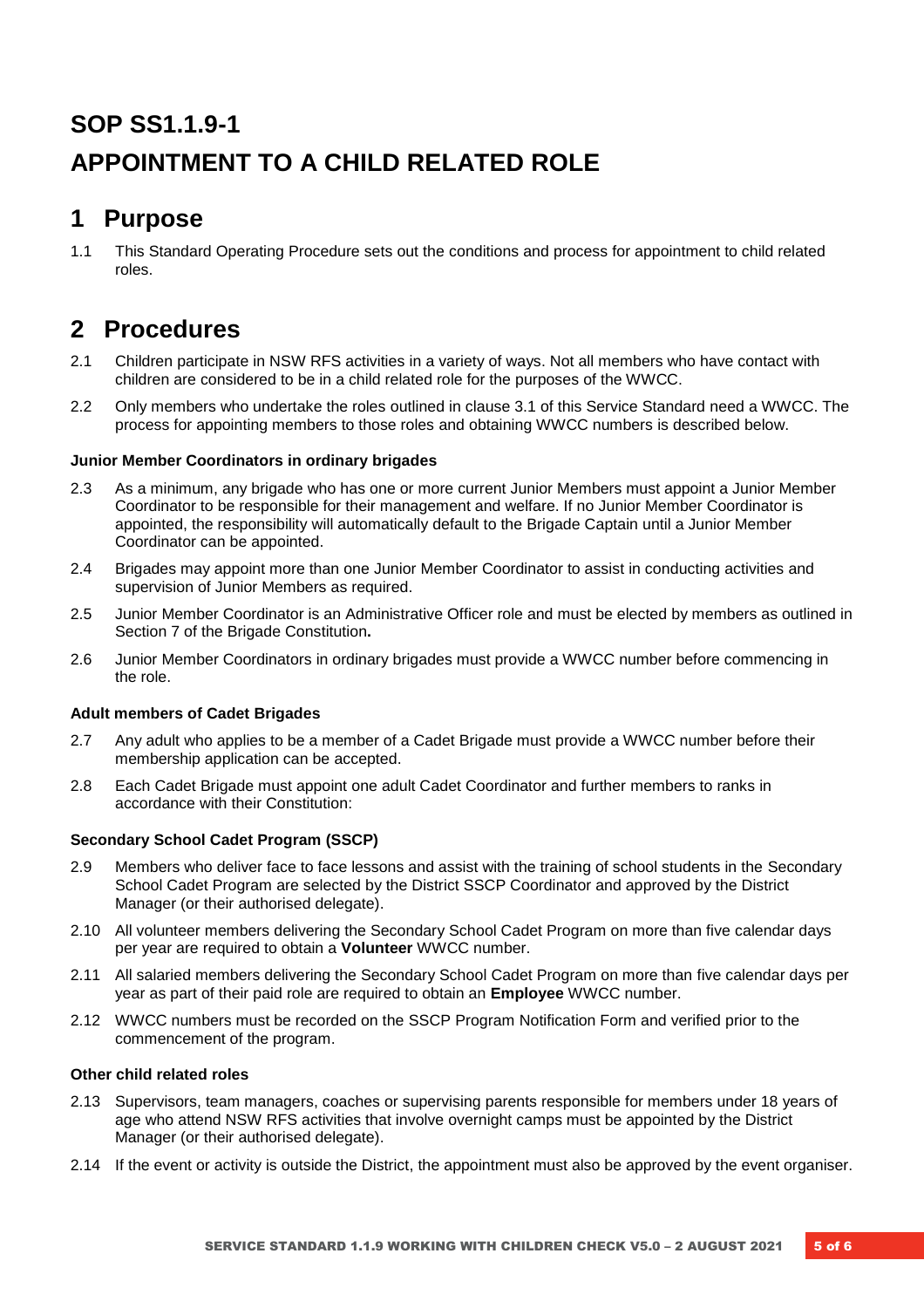# SOP SS1.1.9-1

# APPOINTMENT TO A CHILD RELATED ROLE

## 1 Purpose

1.1 This Standard Operating Procedure sets out the conditions and process for appointment to child related roles.

## 2 Procedures

2.1 Children participate in NSW RFS activities in a variety of ways. Not all members who have contact with children are considered to be in a child related role for the purposes of the WWCC.

2.2 Only members who undertake the roles outlined in clause 3.1 of this Service Standard need a WWCC. The process for appointing members to those roles and obtaining WWCC numbers is described below.

**Junior Member Coordinators in ordinary brigades**

2.3 As a minimum, any brigade who has one or more current Junior Members must appoint a Junior Member Coordinator to be responsible for their management and welfare. If no Junior Member Coordinator is appointed, the responsibility will automatically default to the Brigade Captain until a Junior Member Coordinator can be appointed.

2.4 Brigades may appoint more than one Junior Member Coordinator to assist in conducting activities and supervision of Junior Members as required.

2.5 Junior Member Coordinator is an Administrative Officer role and must be elected by members as outlined in Section 7 of the Brigade Constitution**.**

2.6 Junior Member Coordinators in ordinary brigades must provide a WWCC number before commencing in the role.

**Adult members of Cadet Brigades**

2.7 Any adult who applies to be a member of a Cadet Brigade must provide a WWCC number before their membership application can be accepted.

2.8 Each Cadet Brigade must appoint one adult Cadet Coordinator and further members to ranks in accordance with their Constitution:

**Secondary School Cadet Program (SSCP)**

2.9 Members who deliver face to face lessons and assist with the training of school students in the Secondary School Cadet Program are selected by the District SSCP Coordinator and approved by the District Manager (or their authorised delegate).

2.10 All volunteer members delivering the Secondary School Cadet Program on more than five calendar days per year are required to obtain a **Volunteer** WWCC number.

2.11 All salaried members delivering the Secondary School Cadet Program on more than five calendar days per year as part of their paid role are required to obtain an **Employee** WWCC number.

2.12 WWCC numbers must be recorded on the SSCP Program Notification Form and verified prior to the commencement of the program.

**Other child related roles**

2.13 Supervisors, team managers, coaches or supervising parents responsible for members under 18 years of age who attend NSW RFS activities that involve overnight camps must be appointed by the District Manager (or their authorised delegate).

2.14 If the event or activity is outside the District, the appointment must also be approved by the event organiser.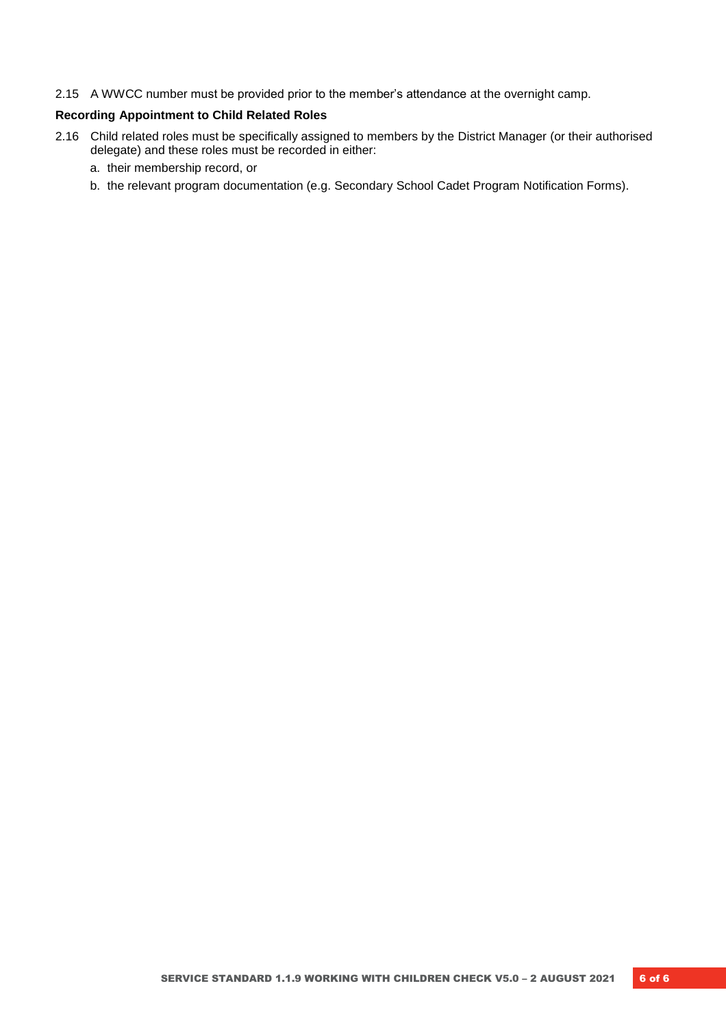2.15 A WWCC number must be provided prior to the member's attendance at the overnight camp.

**Recording Appointment to Child Related Roles**

2.16 Child related roles must be specifically assigned to members by the District Manager (or their authorised delegate) and these roles must be recorded in either:

a. their membership record, or

b. the relevant program documentation (e.g. Secondary School Cadet Program Notification Forms).